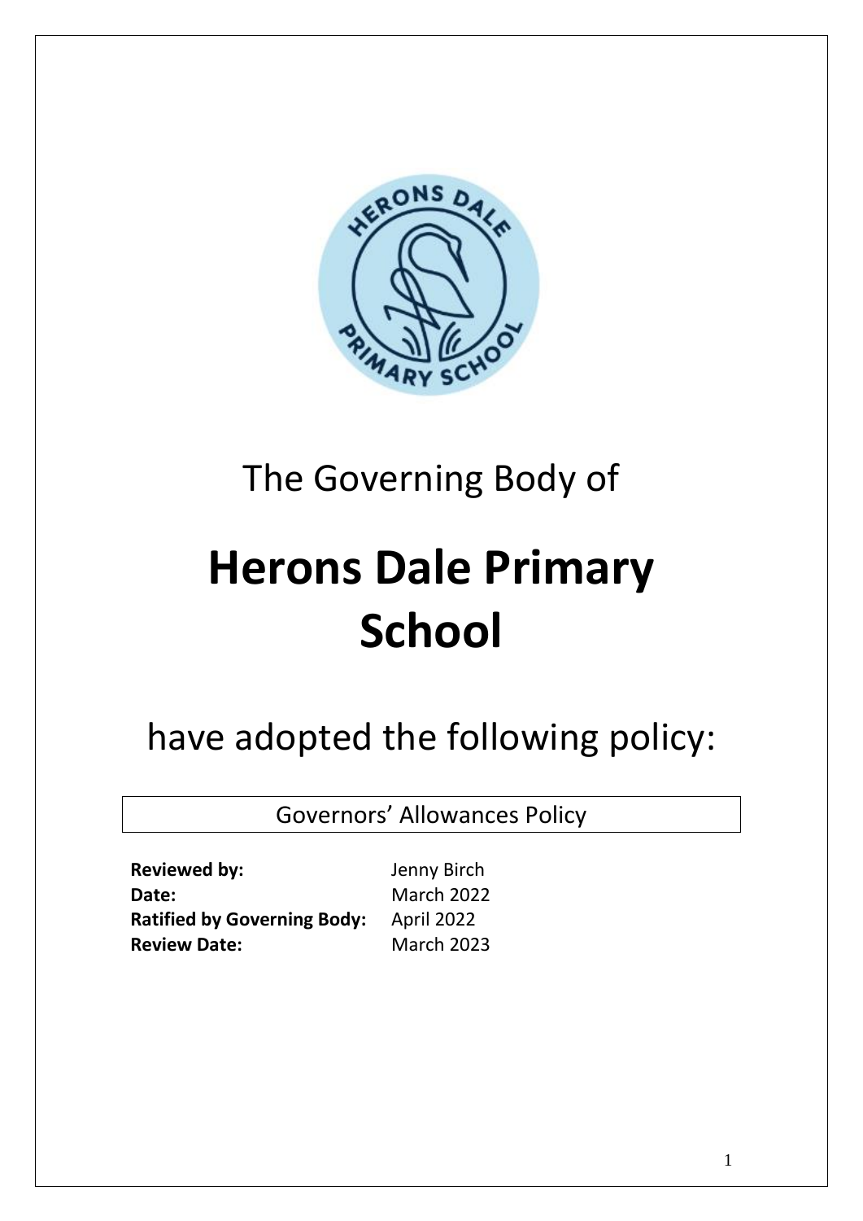The Governing Body of

# Herons Dale Primary School

have adopted the following policy:

Governors' Allowances Policy

| | |
|---|---|
| **Reviewed by:** | Jenny Birch |
| **Date:** | March 2022 |
| **Ratified by Governing Body:** | April 2022 |
| **Review Date:** | March 2023 |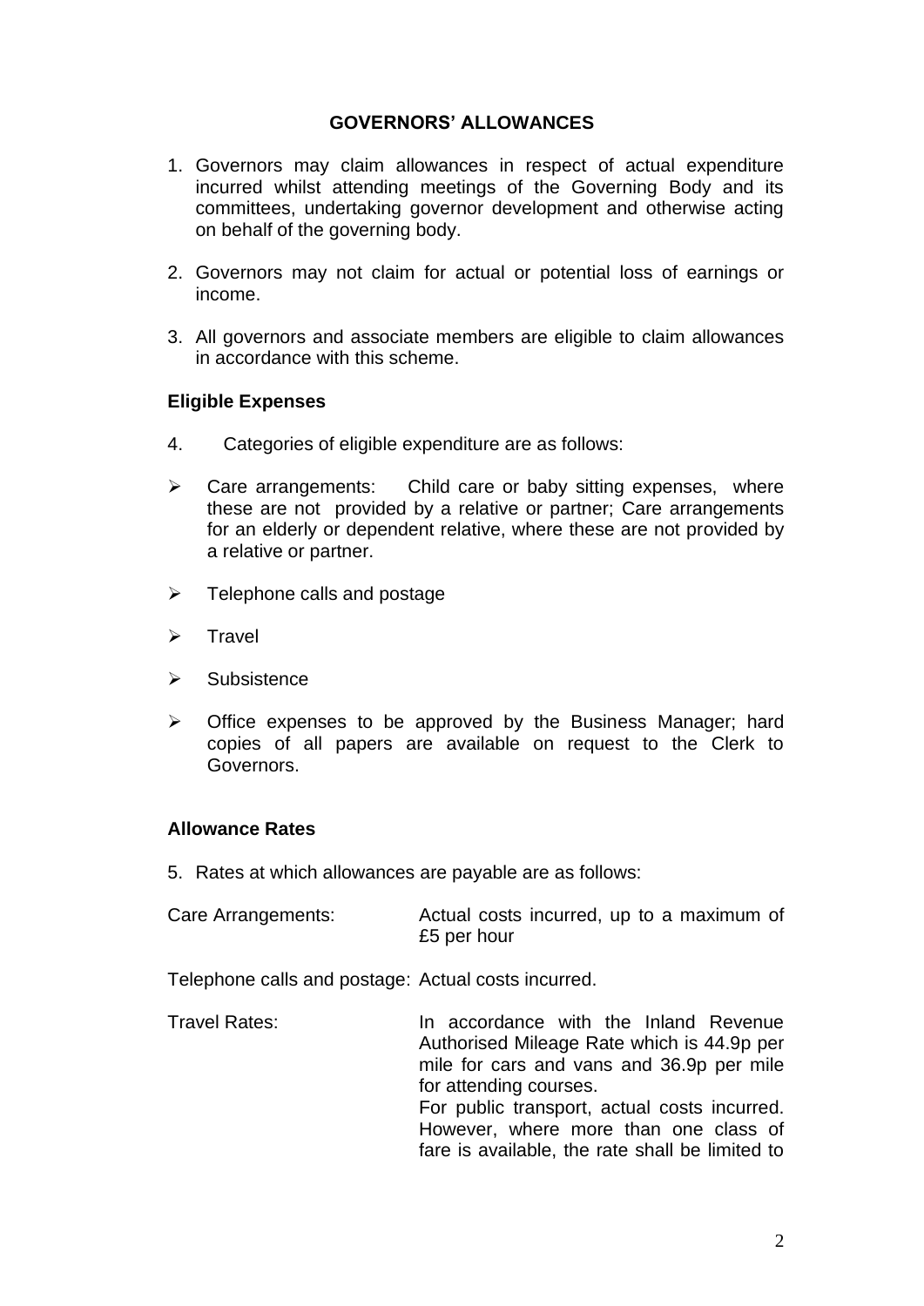## GOVERNORS' ALLOWANCES

1. Governors may claim allowances in respect of actual expenditure incurred whilst attending meetings of the Governing Body and its committees, undertaking governor development and otherwise acting on behalf of the governing body.

2. Governors may not claim for actual or potential loss of earnings or income.

3. All governors and associate members are eligible to claim allowances in accordance with this scheme.

### Eligible Expenses

4. Categories of eligible expenditure are as follows:

- Care arrangements: Child care or baby sitting expenses, where these are not provided by a relative or partner; Care arrangements for an elderly or dependent relative, where these are not provided by a relative or partner.
- Telephone calls and postage
- Travel
- Subsistence
- Office expenses to be approved by the Business Manager; hard copies of all papers are available on request to the Clerk to Governors.

### Allowance Rates

5. Rates at which allowances are payable are as follows:

Care Arrangements: Actual costs incurred, up to a maximum of £5 per hour

Telephone calls and postage: Actual costs incurred.

Travel Rates: In accordance with the Inland Revenue Authorised Mileage Rate which is 44.9p per mile for cars and vans and 36.9p per mile for attending courses.
For public transport, actual costs incurred. However, where more than one class of fare is available, the rate shall be limited to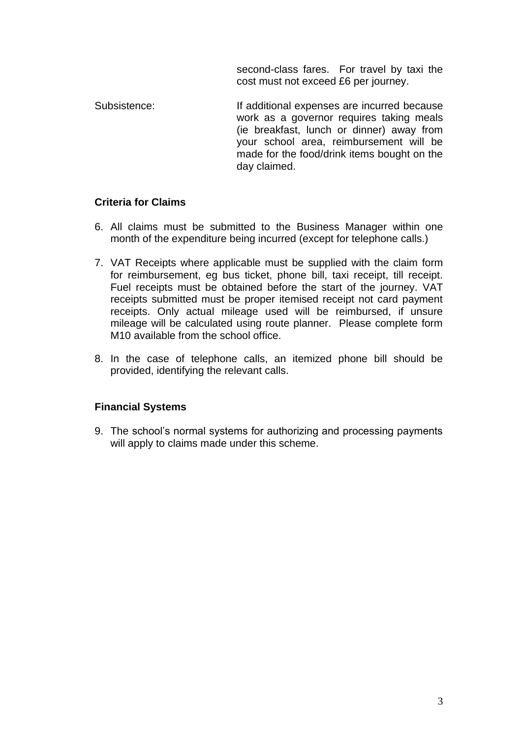second-class fares. For travel by taxi the cost must not exceed £6 per journey.

| | |
|---|---|
| Subsistence: | If additional expenses are incurred because work as a governor requires taking meals (ie breakfast, lunch or dinner) away from your school area, reimbursement will be made for the food/drink items bought on the day claimed. |

**Criteria for Claims**

6. All claims must be submitted to the Business Manager within one month of the expenditure being incurred (except for telephone calls.)

7. VAT Receipts where applicable must be supplied with the claim form for reimbursement, eg bus ticket, phone bill, taxi receipt, till receipt. Fuel receipts must be obtained before the start of the journey. VAT receipts submitted must be proper itemised receipt not card payment receipts. Only actual mileage used will be reimbursed, if unsure mileage will be calculated using route planner. Please complete form M10 available from the school office.

8. In the case of telephone calls, an itemized phone bill should be provided, identifying the relevant calls.

**Financial Systems**

9. The school's normal systems for authorizing and processing payments will apply to claims made under this scheme.